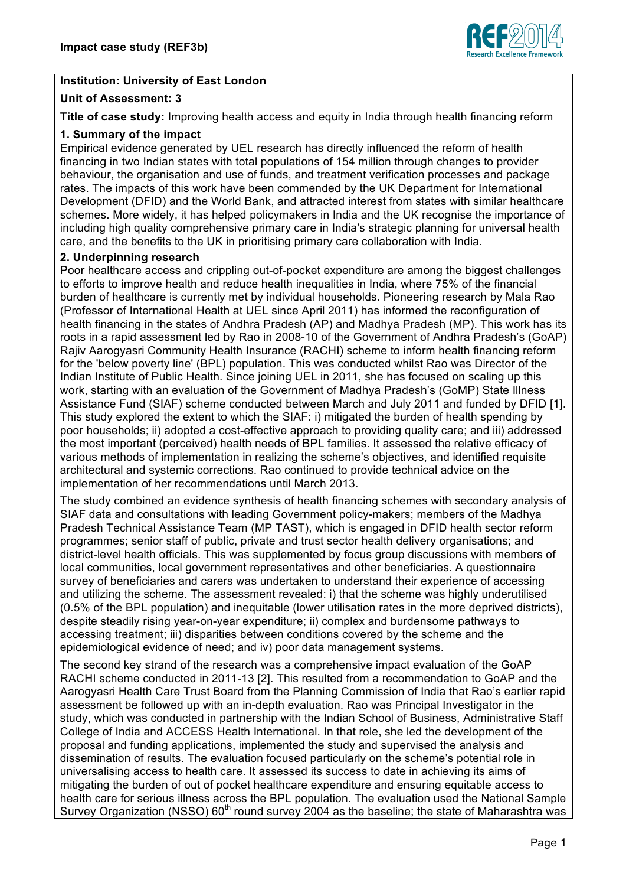**Impact case study (REF3b)**

**Institution: University of East London**

**Unit of Assessment: 3**

**Title of case study:** Improving health access and equity in India through health financing reform

## 1. Summary of the impact

Empirical evidence generated by UEL research has directly influenced the reform of health financing in two Indian states with total populations of 154 million through changes to provider behaviour, the organisation and use of funds, and treatment verification processes and package rates. The impacts of this work have been commended by the UK Department for International Development (DFID) and the World Bank, and attracted interest from states with similar healthcare schemes. More widely, it has helped policymakers in India and the UK recognise the importance of including high quality comprehensive primary care in India's strategic planning for universal health care, and the benefits to the UK in prioritising primary care collaboration with India.

## 2. Underpinning research

Poor healthcare access and crippling out-of-pocket expenditure are among the biggest challenges to efforts to improve health and reduce health inequalities in India, where 75% of the financial burden of healthcare is currently met by individual households. Pioneering research by Mala Rao (Professor of International Health at UEL since April 2011) has informed the reconfiguration of health financing in the states of Andhra Pradesh (AP) and Madhya Pradesh (MP). This work has its roots in a rapid assessment led by Rao in 2008-10 of the Government of Andhra Pradesh's (GoAP) Rajiv Aarogyasri Community Health Insurance (RACHI) scheme to inform health financing reform for the 'below poverty line' (BPL) population. This was conducted whilst Rao was Director of the Indian Institute of Public Health. Since joining UEL in 2011, she has focused on scaling up this work, starting with an evaluation of the Government of Madhya Pradesh's (GoMP) State Illness Assistance Fund (SIAF) scheme conducted between March and July 2011 and funded by DFID [1]. This study explored the extent to which the SIAF: i) mitigated the burden of health spending by poor households; ii) adopted a cost-effective approach to providing quality care; and iii) addressed the most important (perceived) health needs of BPL families. It assessed the relative efficacy of various methods of implementation in realizing the scheme's objectives, and identified requisite architectural and systemic corrections. Rao continued to provide technical advice on the implementation of her recommendations until March 2013.

The study combined an evidence synthesis of health financing schemes with secondary analysis of SIAF data and consultations with leading Government policy-makers; members of the Madhya Pradesh Technical Assistance Team (MP TAST), which is engaged in DFID health sector reform programmes; senior staff of public, private and trust sector health delivery organisations; and district-level health officials. This was supplemented by focus group discussions with members of local communities, local government representatives and other beneficiaries. A questionnaire survey of beneficiaries and carers was undertaken to understand their experience of accessing and utilizing the scheme. The assessment revealed: i) that the scheme was highly underutilised (0.5% of the BPL population) and inequitable (lower utilisation rates in the more deprived districts), despite steadily rising year-on-year expenditure; ii) complex and burdensome pathways to accessing treatment; iii) disparities between conditions covered by the scheme and the epidemiological evidence of need; and iv) poor data management systems.

The second key strand of the research was a comprehensive impact evaluation of the GoAP RACHI scheme conducted in 2011-13 [2]. This resulted from a recommendation to GoAP and the Aarogyasri Health Care Trust Board from the Planning Commission of India that Rao's earlier rapid assessment be followed up with an in-depth evaluation. Rao was Principal Investigator in the study, which was conducted in partnership with the Indian School of Business, Administrative Staff College of India and ACCESS Health International. In that role, she led the development of the proposal and funding applications, implemented the study and supervised the analysis and dissemination of results. The evaluation focused particularly on the scheme's potential role in universalising access to health care. It assessed its success to date in achieving its aims of mitigating the burden of out of pocket healthcare expenditure and ensuring equitable access to health care for serious illness across the BPL population. The evaluation used the National Sample Survey Organization (NSSO) 60th round survey 2004 as the baseline; the state of Maharashtra was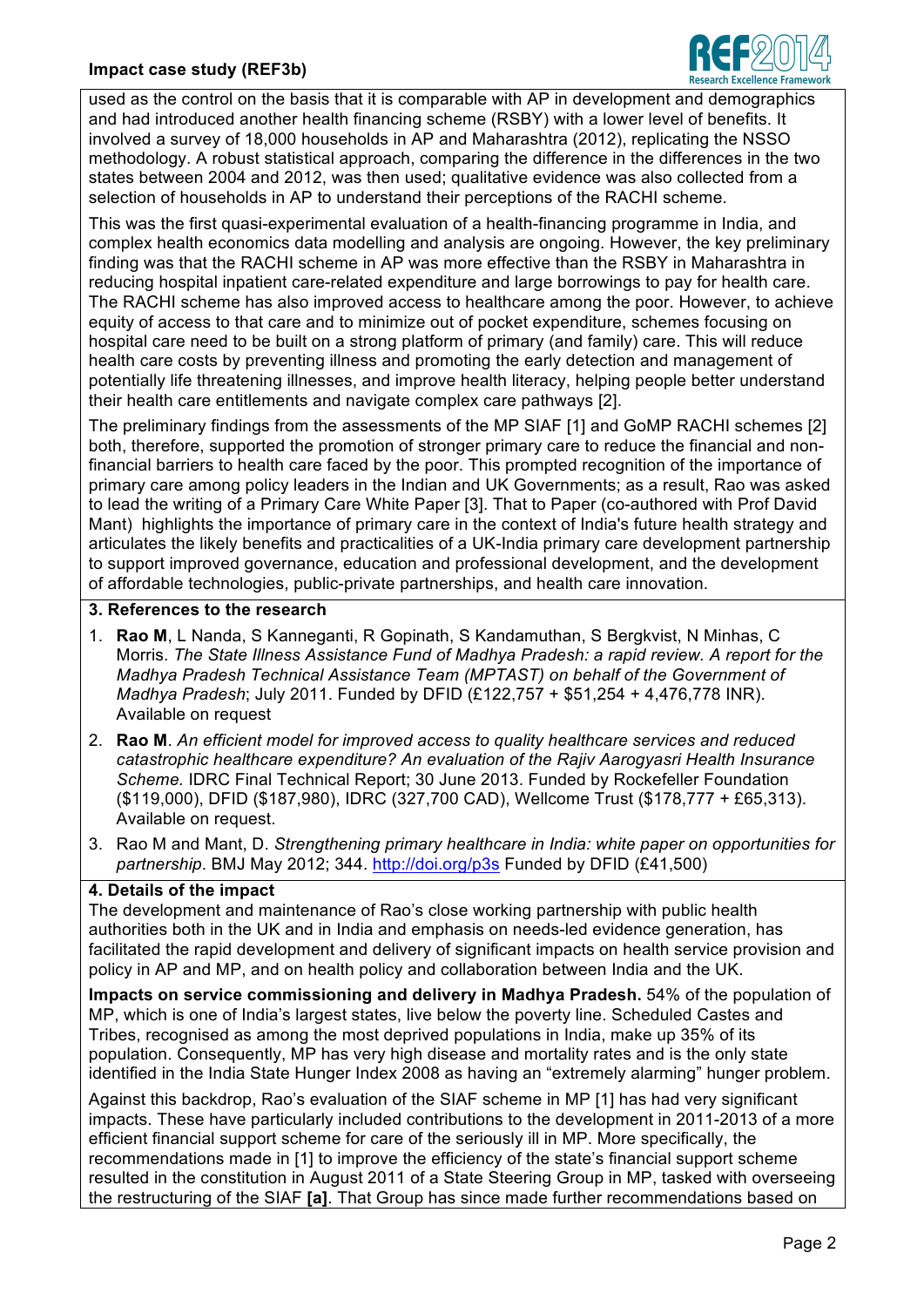used as the control on the basis that it is comparable with AP in development and demographics and had introduced another health financing scheme (RSBY) with a lower level of benefits. It involved a survey of 18,000 households in AP and Maharashtra (2012), replicating the NSSO methodology. A robust statistical approach, comparing the difference in the differences in the two states between 2004 and 2012, was then used; qualitative evidence was also collected from a selection of households in AP to understand their perceptions of the RACHI scheme.

This was the first quasi-experimental evaluation of a health-financing programme in India, and complex health economics data modelling and analysis are ongoing. However, the key preliminary finding was that the RACHI scheme in AP was more effective than the RSBY in Maharashtra in reducing hospital inpatient care-related expenditure and large borrowings to pay for health care. The RACHI scheme has also improved access to healthcare among the poor. However, to achieve equity of access to that care and to minimize out of pocket expenditure, schemes focusing on hospital care need to be built on a strong platform of primary (and family) care. This will reduce health care costs by preventing illness and promoting the early detection and management of potentially life threatening illnesses, and improve health literacy, helping people better understand their health care entitlements and navigate complex care pathways [2].

The preliminary findings from the assessments of the MP SIAF [1] and GoMP RACHI schemes [2] both, therefore, supported the promotion of stronger primary care to reduce the financial and non-financial barriers to health care faced by the poor. This prompted recognition of the importance of primary care among policy leaders in the Indian and UK Governments; as a result, Rao was asked to lead the writing of a Primary Care White Paper [3]. That to Paper (co-authored with Prof David Mant) highlights the importance of primary care in the context of India's future health strategy and articulates the likely benefits and practicalities of a UK-India primary care development partnership to support improved governance, education and professional development, and the development of affordable technologies, public-private partnerships, and health care innovation.

## 3. References to the research

1. **Rao M**, L Nanda, S Kanneganti, R Gopinath, S Kandamuthan, S Bergkvist, N Minhas, C Morris. *The State Illness Assistance Fund of Madhya Pradesh: a rapid review. A report for the Madhya Pradesh Technical Assistance Team (MPTAST) on behalf of the Government of Madhya Pradesh*; July 2011. Funded by DFID (£122,757 + $51,254 + 4,476,778 INR). Available on request
2. **Rao M**. *An efficient model for improved access to quality healthcare services and reduced catastrophic healthcare expenditure? An evaluation of the Rajiv Aarogyasri Health Insurance Scheme.* IDRC Final Technical Report; 30 June 2013. Funded by Rockefeller Foundation ($119,000), DFID ($187,980), IDRC (327,700 CAD), Wellcome Trust ($178,777 + £65,313). Available on request.
3. Rao M and Mant, D. *Strengthening primary healthcare in India: white paper on opportunities for partnership*. BMJ May 2012; 344. http://doi.org/p3s Funded by DFID (£41,500)

## 4. Details of the impact

The development and maintenance of Rao's close working partnership with public health authorities both in the UK and in India and emphasis on needs-led evidence generation, has facilitated the rapid development and delivery of significant impacts on health service provision and policy in AP and MP, and on health policy and collaboration between India and the UK.

**Impacts on service commissioning and delivery in Madhya Pradesh.** 54% of the population of MP, which is one of India's largest states, live below the poverty line. Scheduled Castes and Tribes, recognised as among the most deprived populations in India, make up 35% of its population. Consequently, MP has very high disease and mortality rates and is the only state identified in the India State Hunger Index 2008 as having an "extremely alarming" hunger problem.

Against this backdrop, Rao's evaluation of the SIAF scheme in MP [1] has had very significant impacts. These have particularly included contributions to the development in 2011-2013 of a more efficient financial support scheme for care of the seriously ill in MP. More specifically, the recommendations made in [1] to improve the efficiency of the state's financial support scheme resulted in the constitution in August 2011 of a State Steering Group in MP, tasked with overseeing the restructuring of the SIAF **[a]**. That Group has since made further recommendations based on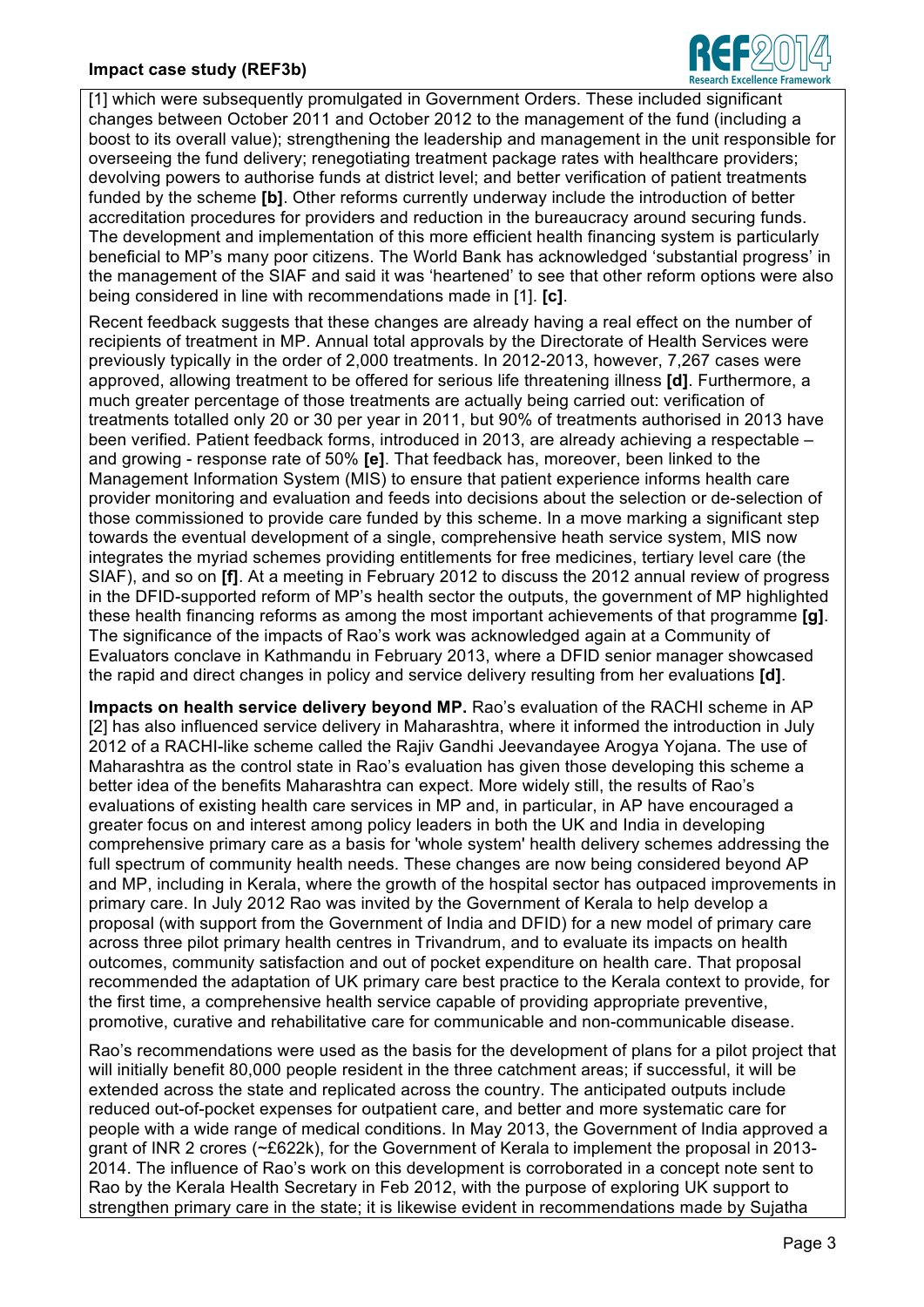[1] which were subsequently promulgated in Government Orders. These included significant changes between October 2011 and October 2012 to the management of the fund (including a boost to its overall value); strengthening the leadership and management in the unit responsible for overseeing the fund delivery; renegotiating treatment package rates with healthcare providers; devolving powers to authorise funds at district level; and better verification of patient treatments funded by the scheme **[b]**. Other reforms currently underway include the introduction of better accreditation procedures for providers and reduction in the bureaucracy around securing funds. The development and implementation of this more efficient health financing system is particularly beneficial to MP's many poor citizens. The World Bank has acknowledged 'substantial progress' in the management of the SIAF and said it was 'heartened' to see that other reform options were also being considered in line with recommendations made in [1]. **[c]**.

Recent feedback suggests that these changes are already having a real effect on the number of recipients of treatment in MP. Annual total approvals by the Directorate of Health Services were previously typically in the order of 2,000 treatments. In 2012-2013, however, 7,267 cases were approved, allowing treatment to be offered for serious life threatening illness **[d]**. Furthermore, a much greater percentage of those treatments are actually being carried out: verification of treatments totalled only 20 or 30 per year in 2011, but 90% of treatments authorised in 2013 have been verified. Patient feedback forms, introduced in 2013, are already achieving a respectable – and growing - response rate of 50% **[e]**. That feedback has, moreover, been linked to the Management Information System (MIS) to ensure that patient experience informs health care provider monitoring and evaluation and feeds into decisions about the selection or de-selection of those commissioned to provide care funded by this scheme. In a move marking a significant step towards the eventual development of a single, comprehensive heath service system, MIS now integrates the myriad schemes providing entitlements for free medicines, tertiary level care (the SIAF), and so on **[f]**. At a meeting in February 2012 to discuss the 2012 annual review of progress in the DFID-supported reform of MP's health sector the outputs, the government of MP highlighted these health financing reforms as among the most important achievements of that programme **[g]**. The significance of the impacts of Rao's work was acknowledged again at a Community of Evaluators conclave in Kathmandu in February 2013, where a DFID senior manager showcased the rapid and direct changes in policy and service delivery resulting from her evaluations **[d]**.

**Impacts on health service delivery beyond MP.** Rao's evaluation of the RACHI scheme in AP [2] has also influenced service delivery in Maharashtra, where it informed the introduction in July 2012 of a RACHI-like scheme called the Rajiv Gandhi Jeevandayee Arogya Yojana. The use of Maharashtra as the control state in Rao's evaluation has given those developing this scheme a better idea of the benefits Maharashtra can expect. More widely still, the results of Rao's evaluations of existing health care services in MP and, in particular, in AP have encouraged a greater focus on and interest among policy leaders in both the UK and India in developing comprehensive primary care as a basis for 'whole system' health delivery schemes addressing the full spectrum of community health needs. These changes are now being considered beyond AP and MP, including in Kerala, where the growth of the hospital sector has outpaced improvements in primary care. In July 2012 Rao was invited by the Government of Kerala to help develop a proposal (with support from the Government of India and DFID) for a new model of primary care across three pilot primary health centres in Trivandrum, and to evaluate its impacts on health outcomes, community satisfaction and out of pocket expenditure on health care. That proposal recommended the adaptation of UK primary care best practice to the Kerala context to provide, for the first time, a comprehensive health service capable of providing appropriate preventive, promotive, curative and rehabilitative care for communicable and non-communicable disease.

Rao's recommendations were used as the basis for the development of plans for a pilot project that will initially benefit 80,000 people resident in the three catchment areas; if successful, it will be extended across the state and replicated across the country. The anticipated outputs include reduced out-of-pocket expenses for outpatient care, and better and more systematic care for people with a wide range of medical conditions. In May 2013, the Government of India approved a grant of INR 2 crores (~£622k), for the Government of Kerala to implement the proposal in 2013-2014. The influence of Rao's work on this development is corroborated in a concept note sent to Rao by the Kerala Health Secretary in Feb 2012, with the purpose of exploring UK support to strengthen primary care in the state; it is likewise evident in recommendations made by Sujatha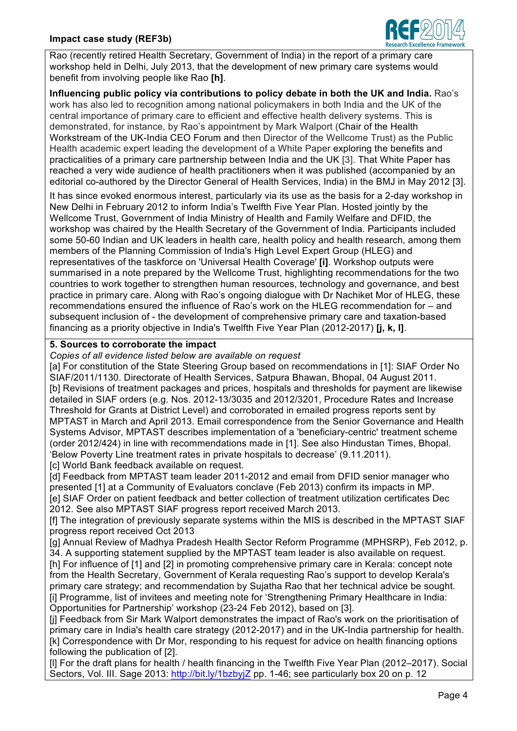Rao (recently retired Health Secretary, Government of India) in the report of a primary care workshop held in Delhi, July 2013, that the development of new primary care systems would benefit from involving people like Rao **[h]**.

**Influencing public policy via contributions to policy debate in both the UK and India.** Rao's work has also led to recognition among national policymakers in both India and the UK of the central importance of primary care to efficient and effective health delivery systems. This is demonstrated, for instance, by Rao's appointment by Mark Walport (Chair of the Health Workstream of the UK-India CEO Forum and then Director of the Wellcome Trust) as the Public Health academic expert leading the development of a White Paper exploring the benefits and practicalities of a primary care partnership between India and the UK [3]. That White Paper has reached a very wide audience of health practitioners when it was published (accompanied by an editorial co-authored by the Director General of Health Services, India) in the BMJ in May 2012 [3].

It has since evoked enormous interest, particularly via its use as the basis for a 2-day workshop in New Delhi in February 2012 to inform India's Twelfth Five Year Plan. Hosted jointly by the Wellcome Trust, Government of India Ministry of Health and Family Welfare and DFID, the workshop was chaired by the Health Secretary of the Government of India. Participants included some 50-60 Indian and UK leaders in health care, health policy and health research, among them members of the Planning Commission of India's High Level Expert Group (HLEG) and representatives of the taskforce on 'Universal Health Coverage' **[i]**. Workshop outputs were summarised in a note prepared by the Wellcome Trust, highlighting recommendations for the two countries to work together to strengthen human resources, technology and governance, and best practice in primary care. Along with Rao's ongoing dialogue with Dr Nachiket Mor of HLEG, these recommendations ensured the influence of Rao's work on the HLEG recommendation for – and subsequent inclusion of - the development of comprehensive primary care and taxation-based financing as a priority objective in India's Twelfth Five Year Plan (2012-2017) **[j, k, l]**.

## 5. Sources to corroborate the impact

*Copies of all evidence listed below are available on request*

[a] For constitution of the State Steering Group based on recommendations in [1]: SIAF Order No SIAF/2011/1130. Directorate of Health Services, Satpura Bhawan, Bhopal, 04 August 2011.

[b] Revisions of treatment packages and prices, hospitals and thresholds for payment are likewise detailed in SIAF orders (e.g. Nos. 2012-13/3035 and 2012/3201, Procedure Rates and Increase Threshold for Grants at District Level) and corroborated in emailed progress reports sent by MPTAST in March and April 2013. Email correspondence from the Senior Governance and Health Systems Advisor, MPTAST describes implementation of a 'beneficiary-centric' treatment scheme (order 2012/424) in line with recommendations made in [1]. See also Hindustan Times, Bhopal. 'Below Poverty Line treatment rates in private hospitals to decrease' (9.11.2011).

[c] World Bank feedback available on request.

[d] Feedback from MPTAST team leader 2011-2012 and email from DFID senior manager who presented [1] at a Community of Evaluators conclave (Feb 2013) confirm its impacts in MP.

[e] SIAF Order on patient feedback and better collection of treatment utilization certificates Dec 2012. See also MPTAST SIAF progress report received March 2013.

[f] The integration of previously separate systems within the MIS is described in the MPTAST SIAF progress report received Oct 2013

[g] Annual Review of Madhya Pradesh Health Sector Reform Programme (MPHSRP), Feb 2012, p. 34. A supporting statement supplied by the MPTAST team leader is also available on request.

[h] For influence of [1] and [2] in promoting comprehensive primary care in Kerala: concept note from the Health Secretary, Government of Kerala requesting Rao's support to develop Kerala's primary care strategy; and recommendation by Sujatha Rao that her technical advice be sought.

[i] Programme, list of invitees and meeting note for 'Strengthening Primary Healthcare in India: Opportunities for Partnership' workshop (23-24 Feb 2012), based on [3].

[j] Feedback from Sir Mark Walport demonstrates the impact of Rao's work on the prioritisation of primary care in India's health care strategy (2012-2017) and in the UK-India partnership for health.

[k] Correspondence with Dr Mor, responding to his request for advice on health financing options following the publication of [2].

[l] For the draft plans for health / health financing in the Twelfth Five Year Plan (2012–2017). Social Sectors, Vol. III. Sage 2013: http://bit.ly/1bzbyjZ pp. 1-46; see particularly box 20 on p. 12